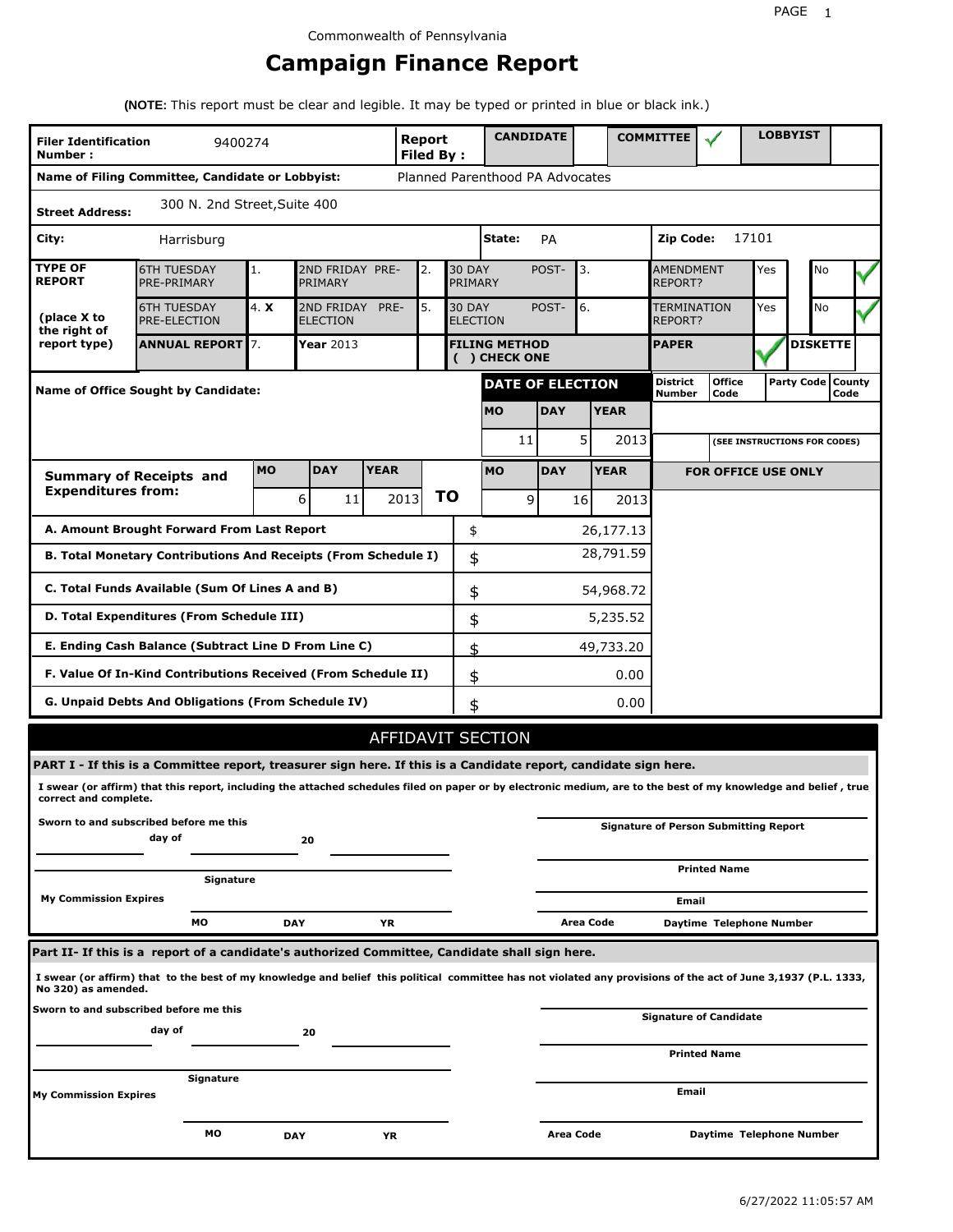Commonwealth of Pennsylvania

# Campaign Finance Report

**(NOTE:** This report must be clear and legible. It may be typed or printed in blue or black ink.)

| **Filer Identification Number :** | 9400274 | **Report Filed By :** | **CANDIDATE** | | **COMMITTEE** | ✓ | **LOBBYIST** | |
|---|---|---|---|---|---|---|---|---|
| **Name of Filing Committee, Candidate or Lobbyist:** | | Planned Parenthood PA Advocates | | | | | | |
| **Street Address:** | 300 N. 2nd Street,Suite 400 | | | | | | | |
| **City:** | Harrisburg | | **State:** | PA | **Zip Code:** | 17101 | | |

| **TYPE OF REPORT** | | | | | | | | | |
|---|---|---|---|---|---|---|---|---|---|
| | 6TH TUESDAY PRE-PRIMARY | 1. | 2ND FRIDAY PRE-PRIMARY | 2. | 30 DAY POST-PRIMARY | 3. | AMENDMENT REPORT? | Yes | No ✓ |
| **(place X to the right of report type)** | 6TH TUESDAY PRE-ELECTION | 4. **X** | 2ND FRIDAY PRE-ELECTION | 5. | 30 DAY POST-ELECTION | 6. | TERMINATION REPORT? | Yes | No ✓ |
| | **ANNUAL REPORT** | 7. | **Year** 2013 | | **FILING METHOD ( ) CHECK ONE** | | **PAPER** ✓ | **DISKETTE** | |

| **Name of Office Sought by Candidate:** | **DATE OF ELECTION** | | | **District Number** | **Office Code** | **Party Code** | **County Code** |
|---|---|---|---|---|---|---|---|
| | **MO** | **DAY** | **YEAR** | | | | |
| | 11 | 5 | 2013 | | (SEE INSTRUCTIONS FOR CODES) | | |

| **Summary of Receipts and Expenditures from:** | **MO** | **DAY** | **YEAR** | **TO** | **MO** | **DAY** | **YEAR** | **FOR OFFICE USE ONLY** |
|---|---|---|---|---|---|---|---|---|
| | 6 | 11 | 2013 | | 9 | 16 | 2013 | |

| | | |
|---|---|---|
| **A. Amount Brought Forward From Last Report** | $ | 26,177.13 |
| **B. Total Monetary Contributions And Receipts (From Schedule I)** | $ | 28,791.59 |
| **C. Total Funds Available (Sum Of Lines A and B)** | $ | 54,968.72 |
| **D. Total Expenditures (From Schedule III)** | $ | 5,235.52 |
| **E. Ending Cash Balance (Subtract Line D From Line C)** | $ | 49,733.20 |
| **F. Value Of In-Kind Contributions Received (From Schedule II)** | $ | 0.00 |
| **G. Unpaid Debts And Obligations (From Schedule IV)** | $ | 0.00 |

## AFFIDAVIT SECTION

**PART I - If this is a Committee report, treasurer sign here. If this is a Candidate report, candidate sign here.**

**I swear (or affirm) that this report, including the attached schedules filed on paper or by electronic medium, are to the best of my knowledge and belief , true correct and complete.**

**Sworn to and subscribed before me this ______ day of ______ 20 ______**

**Signature**

**My Commission Expires** **MO** **DAY** **YR**

**Signature of Person Submitting Report**

**Printed Name**

**Email**

**Area Code** **Daytime Telephone Number**

**Part II- If this is a report of a candidate's authorized Committee, Candidate shall sign here.**

**I swear (or affirm) that to the best of my knowledge and belief this political committee has not violated any provisions of the act of June 3,1937 (P.L. 1333, No 320) as amended.**

**Sworn to and subscribed before me this ______ day of ______ 20 ______**

**Signature**

**My Commission Expires** **MO** **DAY** **YR**

**Signature of Candidate**

**Printed Name**

**Email**

**Area Code** **Daytime Telephone Number**

6/27/2022 11:05:57 AM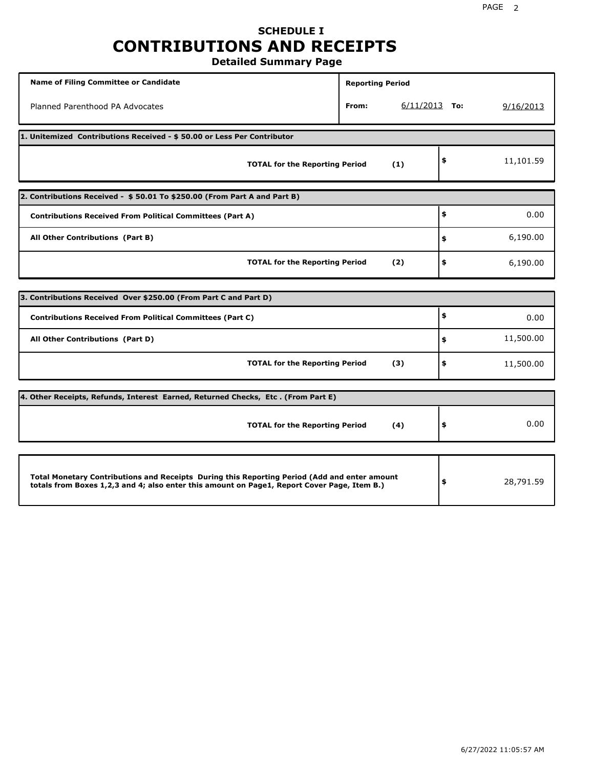# SCHEDULE I
# CONTRIBUTIONS AND RECEIPTS
## Detailed Summary Page

| Name of Filing Committee or Candidate | Reporting Period | | | |
|---|---|---|---|---|
| Planned Parenthood PA Advocates | From: | 6/11/2013 | To: | 9/16/2013 |

| 1. Unitemized Contributions Received - $ 50.00 or Less Per Contributor | | |
|---|---|---|
| **TOTAL for the Reporting Period** | **(1)** | $ 11,101.59 |

| 2. Contributions Received - $ 50.01 To $250.00 (From Part A and Part B) | | |
|---|---|---|
| **Contributions Received From Political Committees (Part A)** | | $ 0.00 |
| **All Other Contributions (Part B)** | | $ 6,190.00 |
| **TOTAL for the Reporting Period** | **(2)** | $ 6,190.00 |

| 3. Contributions Received Over $250.00 (From Part C and Part D) | | |
|---|---|---|
| **Contributions Received From Political Committees (Part C)** | | $ 0.00 |
| **All Other Contributions (Part D)** | | $ 11,500.00 |
| **TOTAL for the Reporting Period** | **(3)** | $ 11,500.00 |

| 4. Other Receipts, Refunds, Interest Earned, Returned Checks, Etc . (From Part E) | | |
|---|---|---|
| **TOTAL for the Reporting Period** | **(4)** | $ 0.00 |

| | |
|---|---|
| **Total Monetary Contributions and Receipts During this Reporting Period (Add and enter amount totals from Boxes 1,2,3 and 4; also enter this amount on Page1, Report Cover Page, Item B.)** | $ 28,791.59 |

6/27/2022 11:05:57 AM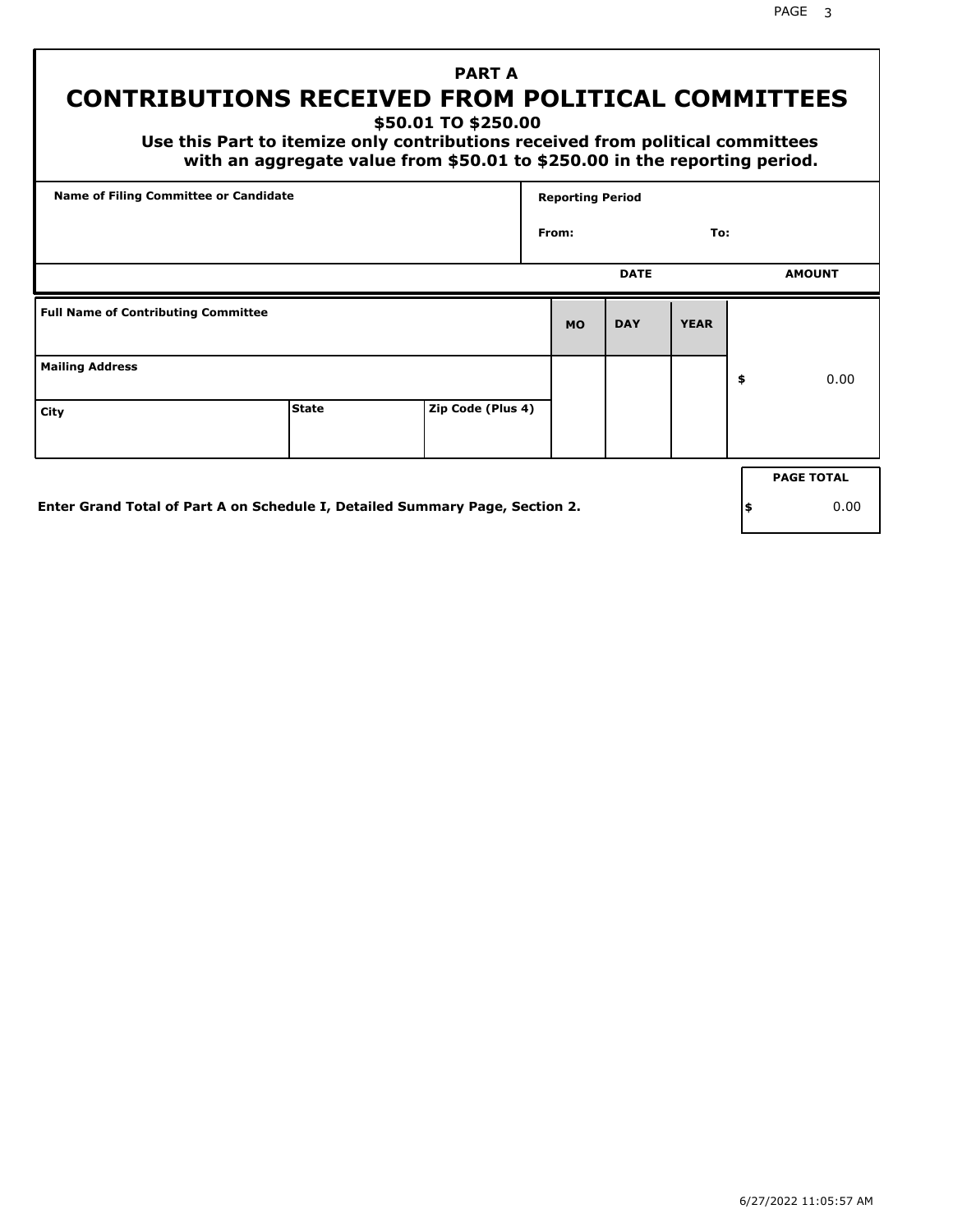# PART A

# CONTRIBUTIONS RECEIVED FROM POLITICAL COMMITTEES

**$50.01 TO $250.00**

**Use this Part to itemize only contributions received from political committees with an aggregate value from $50.01 to $250.00 in the reporting period.**

| Name of Filing Committee or Candidate | Reporting Period |
|---|---|
| | From: To: |

| | | | DATE | | | AMOUNT |
|---|---|---|---|---|---|---|
| **Full Name of Contributing Committee** | | | **MO** | **DAY** | **YEAR** | |
| **Mailing Address** | | | | | | $ 0.00 |
| **City** | **State** | **Zip Code (Plus 4)** | | | | |

**Enter Grand Total of Part A on Schedule I, Detailed Summary Page, Section 2.**

| PAGE TOTAL |
|---|
| $ 0.00 |

6/27/2022 11:05:57 AM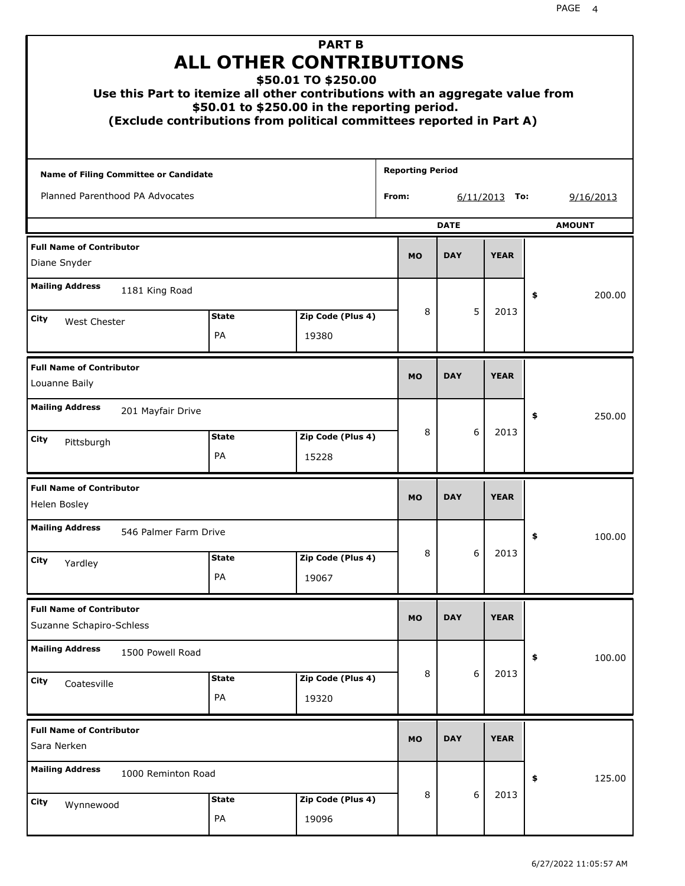# PART B
# ALL OTHER CONTRIBUTIONS
### $50.01 TO $250.00
### Use this Part to itemize all other contributions with an aggregate value from $50.01 to $250.00 in the reporting period.
### (Exclude contributions from political committees reported in Part A)

**Name of Filing Committee or Candidate:** Planned Parenthood PA Advocates

**Reporting Period From:** 6/11/2013 **To:** 9/16/2013

| Full Name of Contributor | Mailing Address | City | State | Zip Code (Plus 4) | MO | DAY | YEAR | AMOUNT |
|---|---|---|---|---|---|---|---|---|
| Diane Snyder | 1181 King Road | West Chester | PA | 19380 | 8 | 5 | 2013 | $ 200.00 |
| Louanne Baily | 201 Mayfair Drive | Pittsburgh | PA | 15228 | 8 | 6 | 2013 | $ 250.00 |
| Helen Bosley | 546 Palmer Farm Drive | Yardley | PA | 19067 | 8 | 6 | 2013 | $ 100.00 |
| Suzanne Schapiro-Schless | 1500 Powell Road | Coatesville | PA | 19320 | 8 | 6 | 2013 | $ 100.00 |
| Sara Nerken | 1000 Reminton Road | Wynnewood | PA | 19096 | 8 | 6 | 2013 | $ 125.00 |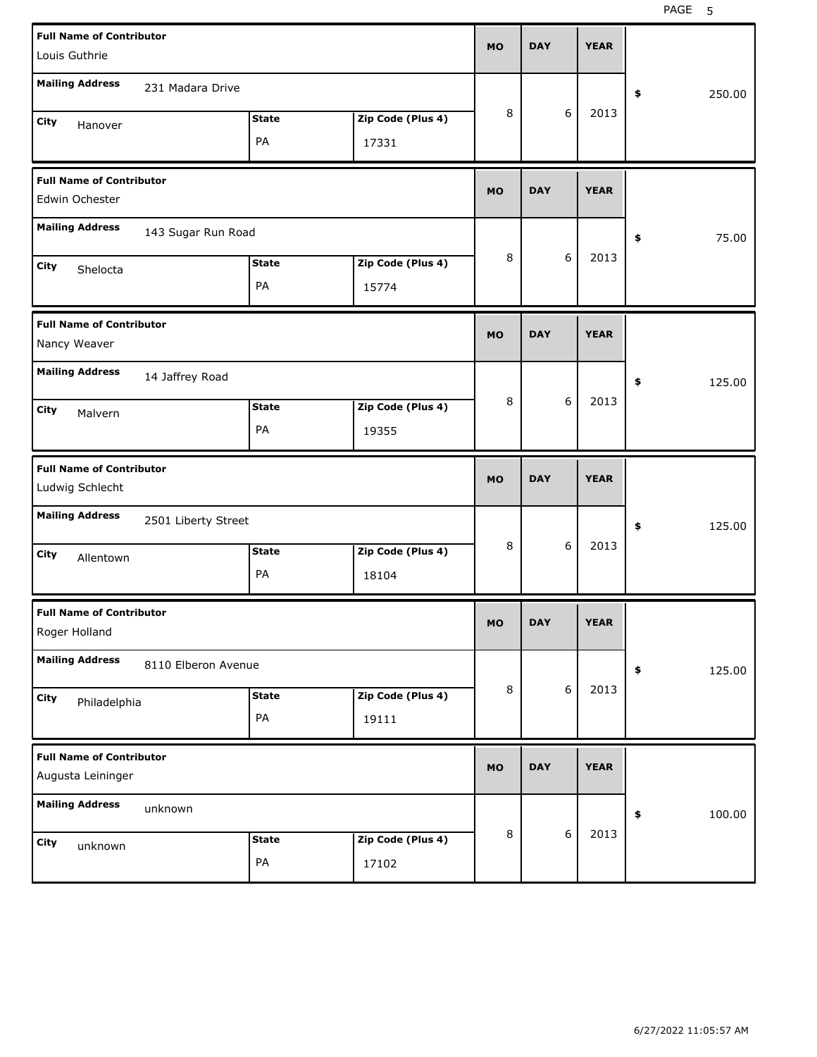| Full Name of Contributor | Mailing Address | City | State | Zip Code (Plus 4) | MO | DAY | YEAR | $ |
|---|---|---|---|---|---|---|---|---|
| Louis Guthrie | 231 Madara Drive | Hanover | PA | 17331 | 8 | 6 | 2013 | 250.00 |
| Edwin Ochester | 143 Sugar Run Road | Shelocta | PA | 15774 | 8 | 6 | 2013 | 75.00 |
| Nancy Weaver | 14 Jaffrey Road | Malvern | PA | 19355 | 8 | 6 | 2013 | 125.00 |
| Ludwig Schlecht | 2501 Liberty Street | Allentown | PA | 18104 | 8 | 6 | 2013 | 125.00 |
| Roger Holland | 8110 Elberon Avenue | Philadelphia | PA | 19111 | 8 | 6 | 2013 | 125.00 |
| Augusta Leininger | unknown | unknown | PA | 17102 | 8 | 6 | 2013 | 100.00 |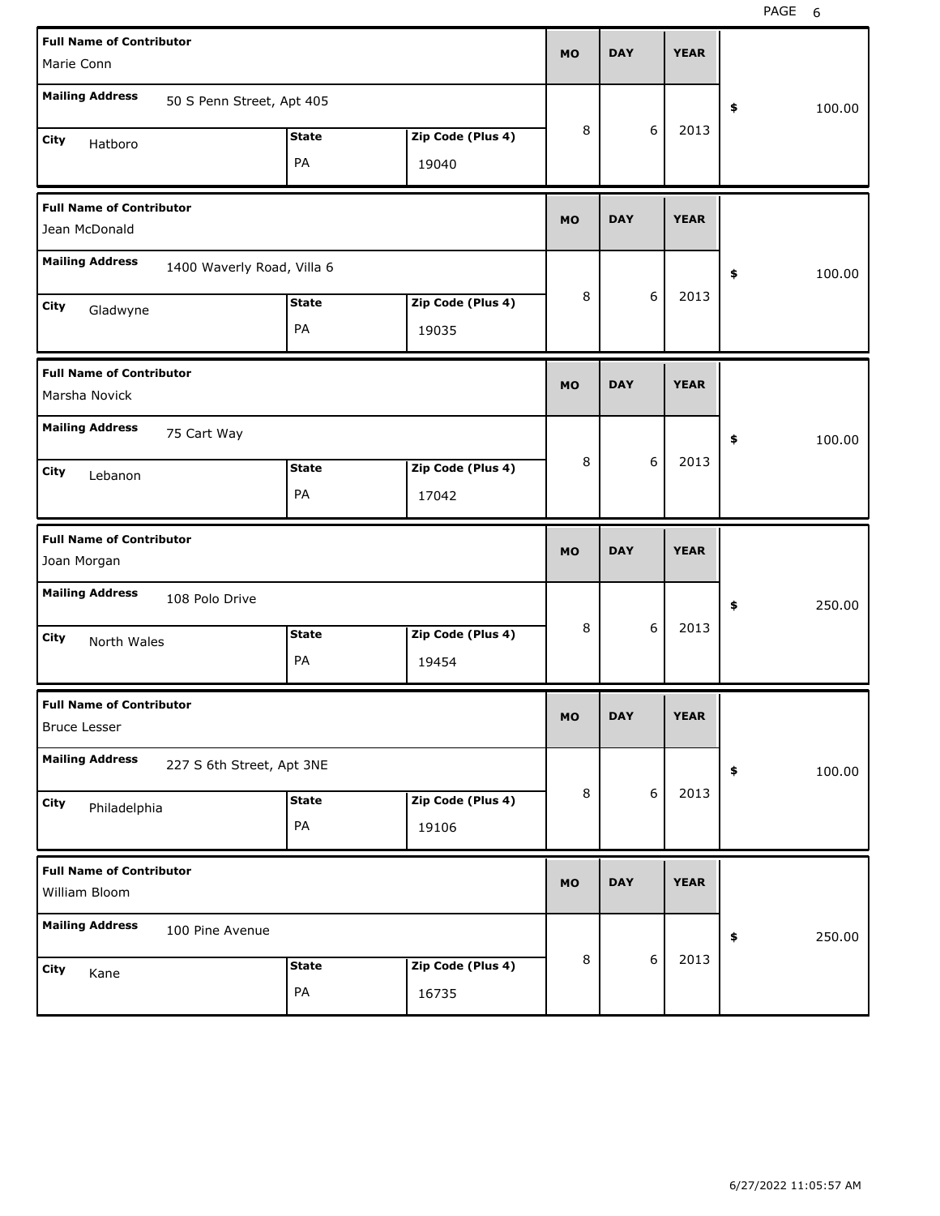| Full Name of Contributor | Mailing Address | City | State | Zip Code (Plus 4) | MO | DAY | YEAR | $ |
|---|---|---|---|---|---|---|---|---|
| Marie Conn | 50 S Penn Street, Apt 405 | Hatboro | PA | 19040 | 8 | 6 | 2013 | 100.00 |
| Jean McDonald | 1400 Waverly Road, Villa 6 | Gladwyne | PA | 19035 | 8 | 6 | 2013 | 100.00 |
| Marsha Novick | 75 Cart Way | Lebanon | PA | 17042 | 8 | 6 | 2013 | 100.00 |
| Joan Morgan | 108 Polo Drive | North Wales | PA | 19454 | 8 | 6 | 2013 | 250.00 |
| Bruce Lesser | 227 S 6th Street, Apt 3NE | Philadelphia | PA | 19106 | 8 | 6 | 2013 | 100.00 |
| William Bloom | 100 Pine Avenue | Kane | PA | 16735 | 8 | 6 | 2013 | 250.00 |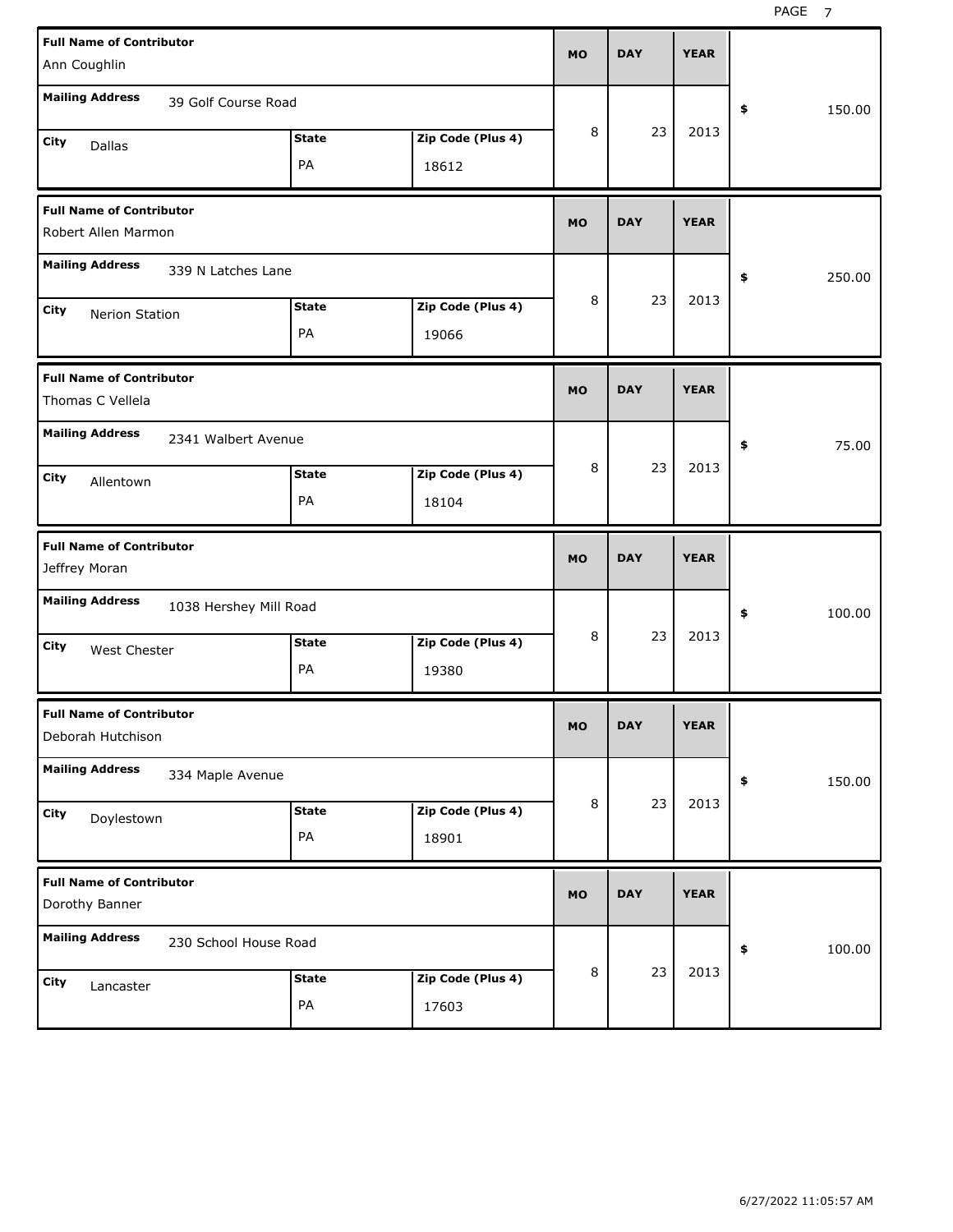| Full Name of Contributor | Mailing Address | City | State | Zip Code (Plus 4) | MO | DAY | YEAR | $ |
|---|---|---|---|---|---|---|---|---|
| Ann Coughlin | 39 Golf Course Road | Dallas | PA | 18612 | 8 | 23 | 2013 | 150.00 |
| Robert Allen Marmon | 339 N Latches Lane | Nerion Station | PA | 19066 | 8 | 23 | 2013 | 250.00 |
| Thomas C Vellela | 2341 Walbert Avenue | Allentown | PA | 18104 | 8 | 23 | 2013 | 75.00 |
| Jeffrey Moran | 1038 Hershey Mill Road | West Chester | PA | 19380 | 8 | 23 | 2013 | 100.00 |
| Deborah Hutchison | 334 Maple Avenue | Doylestown | PA | 18901 | 8 | 23 | 2013 | 150.00 |
| Dorothy Banner | 230 School House Road | Lancaster | PA | 17603 | 8 | 23 | 2013 | 100.00 |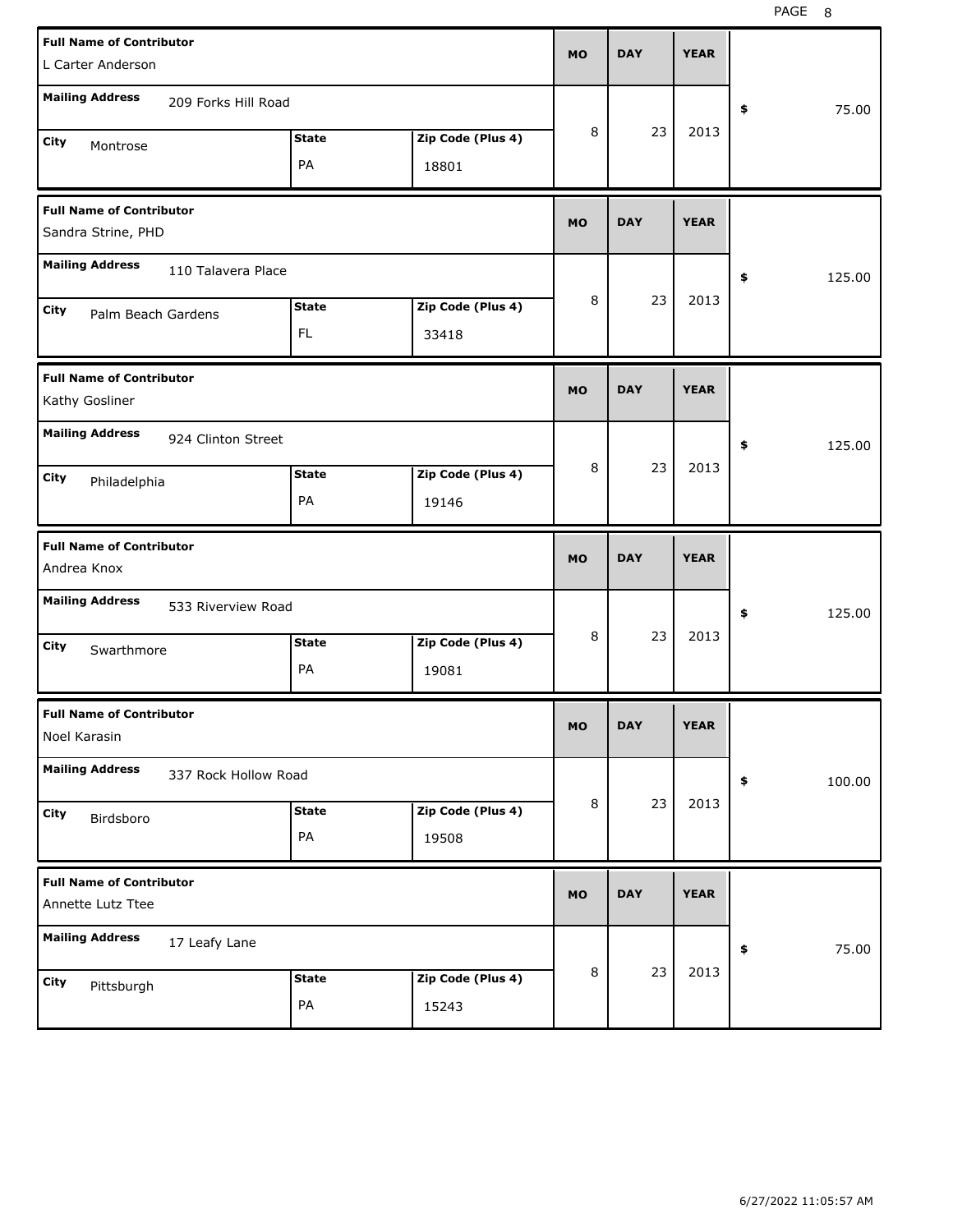| Full Name of Contributor | Mailing Address | City | State | Zip Code (Plus 4) | MO | DAY | YEAR | $ |
|---|---|---|---|---|---|---|---|---|
| L Carter Anderson | 209 Forks Hill Road | Montrose | PA | 18801 | 8 | 23 | 2013 | 75.00 |
| Sandra Strine, PHD | 110 Talavera Place | Palm Beach Gardens | FL | 33418 | 8 | 23 | 2013 | 125.00 |
| Kathy Gosliner | 924 Clinton Street | Philadelphia | PA | 19146 | 8 | 23 | 2013 | 125.00 |
| Andrea Knox | 533 Riverview Road | Swarthmore | PA | 19081 | 8 | 23 | 2013 | 125.00 |
| Noel Karasin | 337 Rock Hollow Road | Birdsboro | PA | 19508 | 8 | 23 | 2013 | 100.00 |
| Annette Lutz Ttee | 17 Leafy Lane | Pittsburgh | PA | 15243 | 8 | 23 | 2013 | 75.00 |

6/27/2022 11:05:57 AM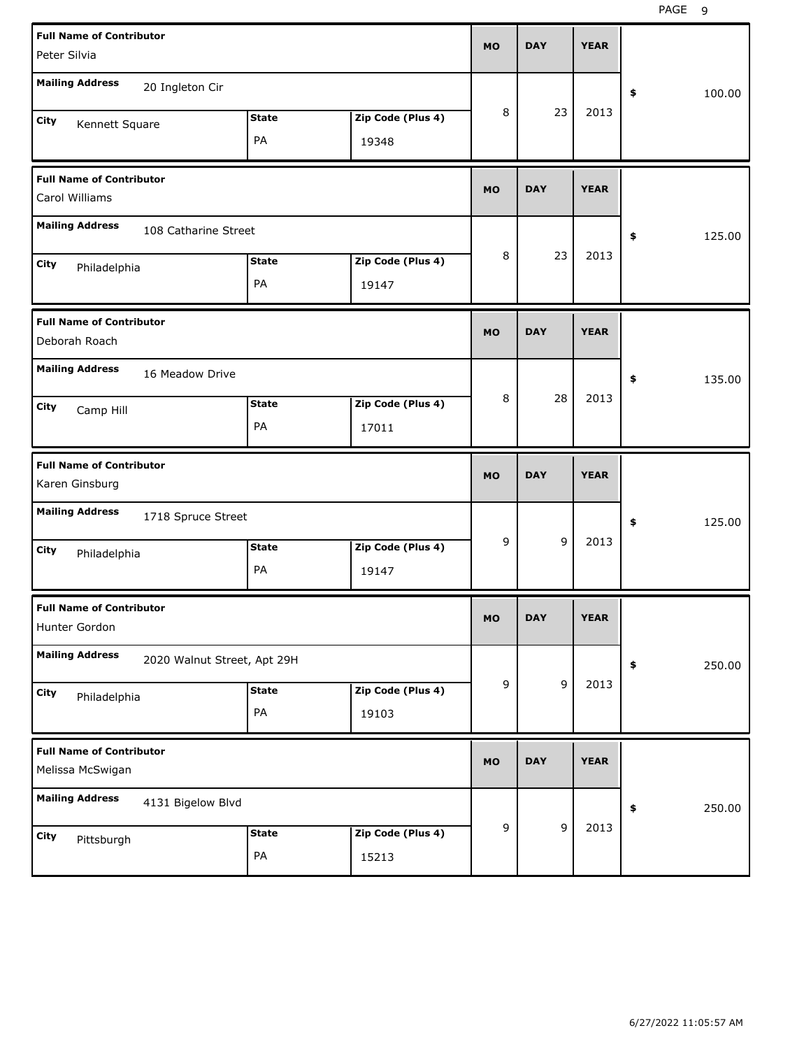| Full Name of Contributor | Mailing Address | City | State | Zip Code (Plus 4) | MO | DAY | YEAR | $ |
| --- | --- | --- | --- | --- | --- | --- | --- | --- |
| Peter Silvia | 20 Ingleton Cir | Kennett Square | PA | 19348 | 8 | 23 | 2013 | 100.00 |
| Carol Williams | 108 Catharine Street | Philadelphia | PA | 19147 | 8 | 23 | 2013 | 125.00 |
| Deborah Roach | 16 Meadow Drive | Camp Hill | PA | 17011 | 8 | 28 | 2013 | 135.00 |
| Karen Ginsburg | 1718 Spruce Street | Philadelphia | PA | 19147 | 9 | 9 | 2013 | 125.00 |
| Hunter Gordon | 2020 Walnut Street, Apt 29H | Philadelphia | PA | 19103 | 9 | 9 | 2013 | 250.00 |
| Melissa McSwigan | 4131 Bigelow Blvd | Pittsburgh | PA | 15213 | 9 | 9 | 2013 | 250.00 |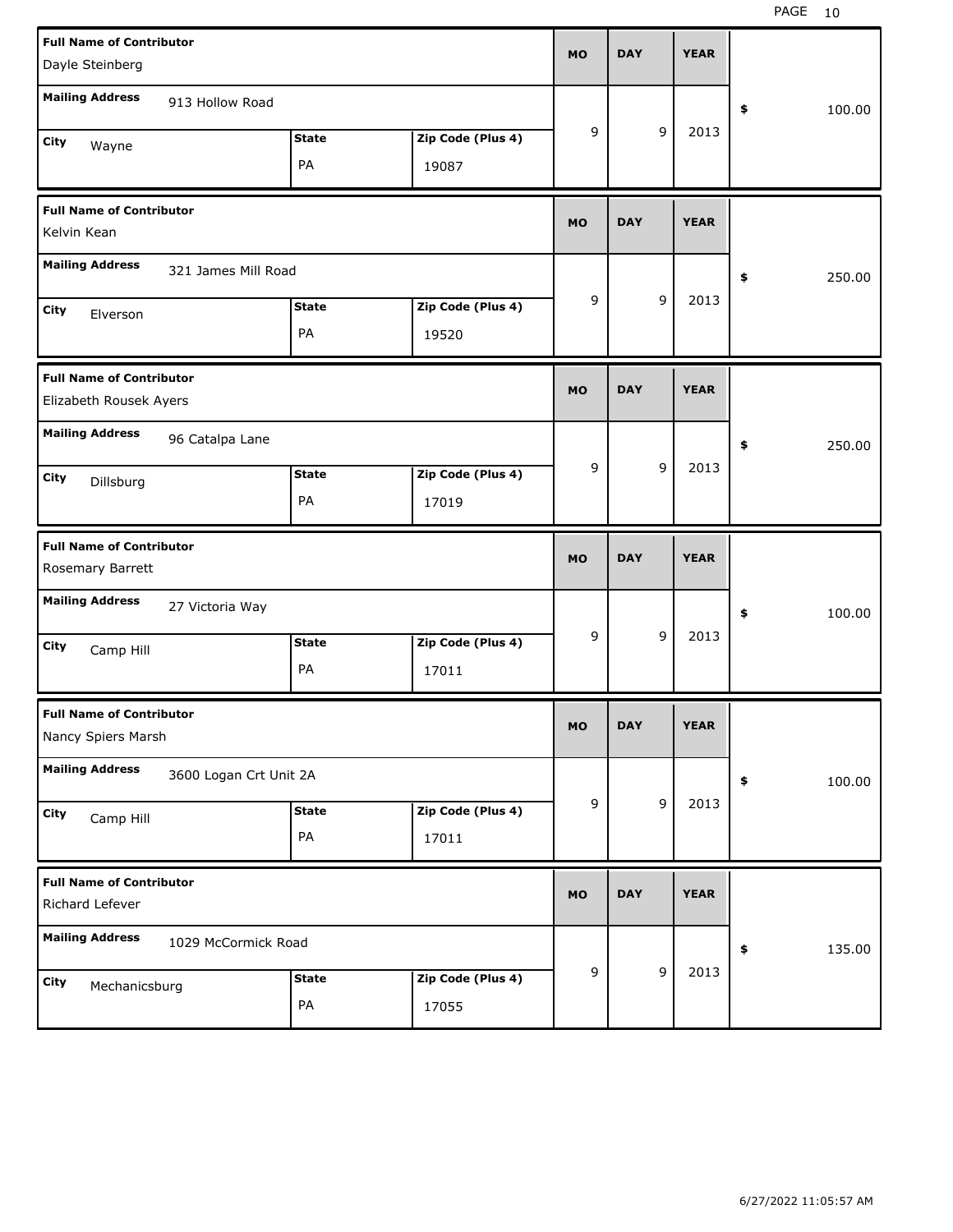| Full Name of Contributor | Mailing Address | City | State | Zip Code (Plus 4) | MO | DAY | YEAR | $ |
|---|---|---|---|---|---|---|---|---|
| Dayle Steinberg | 913 Hollow Road | Wayne | PA | 19087 | 9 | 9 | 2013 | 100.00 |
| Kelvin Kean | 321 James Mill Road | Elverson | PA | 19520 | 9 | 9 | 2013 | 250.00 |
| Elizabeth Rousek Ayers | 96 Catalpa Lane | Dillsburg | PA | 17019 | 9 | 9 | 2013 | 250.00 |
| Rosemary Barrett | 27 Victoria Way | Camp Hill | PA | 17011 | 9 | 9 | 2013 | 100.00 |
| Nancy Spiers Marsh | 3600 Logan Crt Unit 2A | Camp Hill | PA | 17011 | 9 | 9 | 2013 | 100.00 |
| Richard Lefever | 1029 McCormick Road | Mechanicsburg | PA | 17055 | 9 | 9 | 2013 | 135.00 |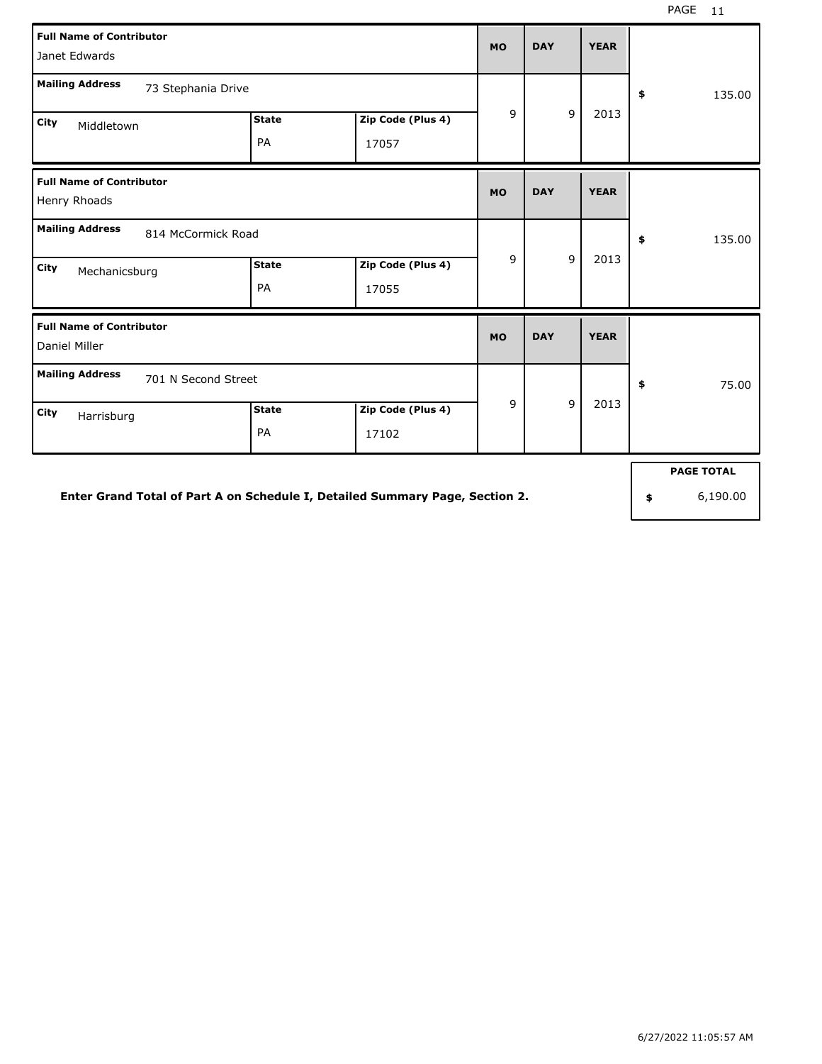| Full Name of Contributor | Mailing Address | City | State | Zip Code (Plus 4) | MO | DAY | YEAR | $ |
| --- | --- | --- | --- | --- | --- | --- | --- | --- |
| Janet Edwards | 73 Stephania Drive | Middletown | PA | 17057 | 9 | 9 | 2013 | 135.00 |
| Henry Rhoads | 814 McCormick Road | Mechanicsburg | PA | 17055 | 9 | 9 | 2013 | 135.00 |
| Daniel Miller | 701 N Second Street | Harrisburg | PA | 17102 | 9 | 9 | 2013 | 75.00 |

**Enter Grand Total of Part A on Schedule I, Detailed Summary Page, Section 2.**

| PAGE TOTAL |
| --- |
| $ 6,190.00 |

6/27/2022 11:05:57 AM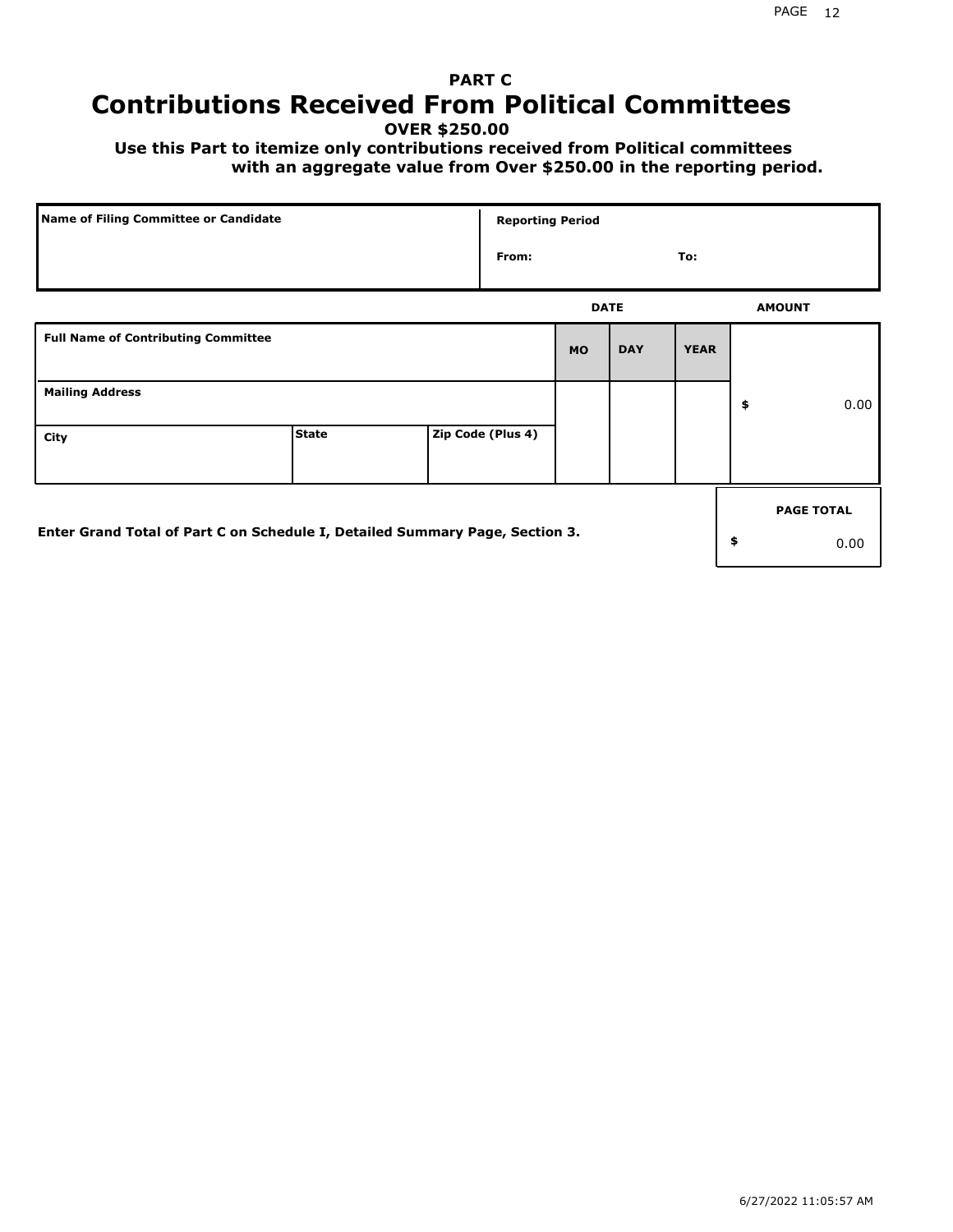# PART C
# Contributions Received From Political Committees

**OVER $250.00**

**Use this Part to itemize only contributions received from Political committees with an aggregate value from Over $250.00 in the reporting period.**

| Name of Filing Committee or Candidate | Reporting Period |
|---|---|
| | From: To: |

| Full Name of Contributing Committee | | | DATE MO | DAY | YEAR | AMOUNT |
|---|---|---|---|---|---|---|
| Mailing Address | | | | | | $ 0.00 |
| City | State | Zip Code (Plus 4) | | | | |

**Enter Grand Total of Part C on Schedule I, Detailed Summary Page, Section 3.**

| PAGE TOTAL |
|---|
| $ 0.00 |

6/27/2022 11:05:57 AM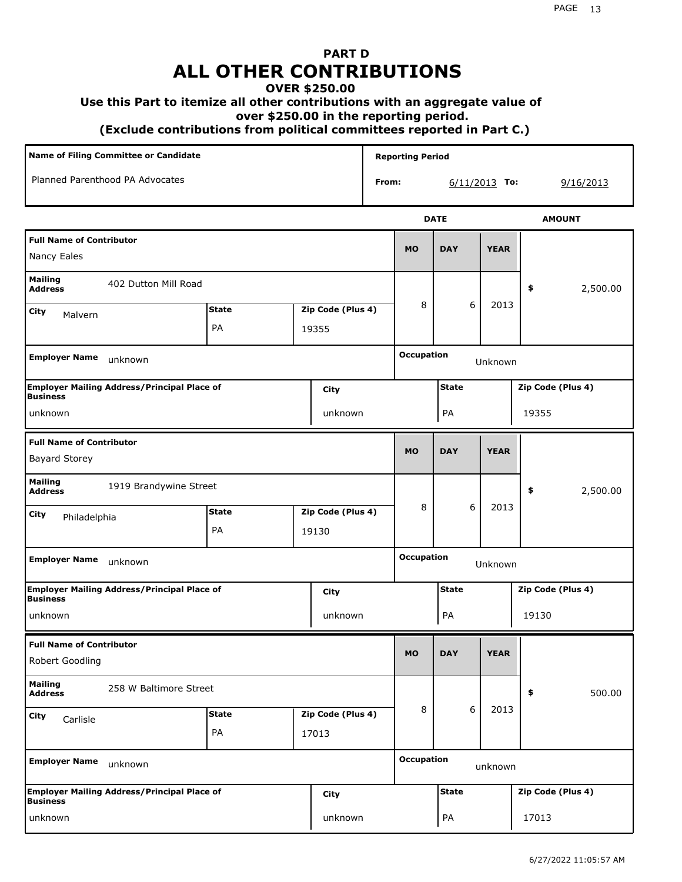# PART D
# ALL OTHER CONTRIBUTIONS
### OVER $250.00
### Use this Part to itemize all other contributions with an aggregate value of over $250.00 in the reporting period.
### (Exclude contributions from political committees reported in Part C.)

| Name of Filing Committee or Candidate | Reporting Period |
|---|---|
| Planned Parenthood PA Advocates | From: 6/11/2013 To: 9/16/2013 |

| Full Name of Contributor | Mailing Address | City | State | Zip Code (Plus 4) | MO | DAY | YEAR | AMOUNT |
|---|---|---|---|---|---|---|---|---|
| Nancy Eales | 402 Dutton Mill Road | Malvern | PA | 19355 | 8 | 6 | 2013 | $ 2,500.00 |
| Bayard Storey | 1919 Brandywine Street | Philadelphia | PA | 19130 | 8 | 6 | 2013 | $ 2,500.00 |
| Robert Goodling | 258 W Baltimore Street | Carlisle | PA | 17013 | 8 | 6 | 2013 | $ 500.00 |

| Full Name of Contributor | Employer Name | Occupation | Employer Mailing Address/Principal Place of Business | City | State | Zip Code (Plus 4) |
|---|---|---|---|---|---|---|
| Nancy Eales | unknown | Unknown | unknown | unknown | PA | 19355 |
| Bayard Storey | unknown | Unknown | unknown | unknown | PA | 19130 |
| Robert Goodling | unknown | unknown | unknown | unknown | PA | 17013 |

6/27/2022 11:05:57 AM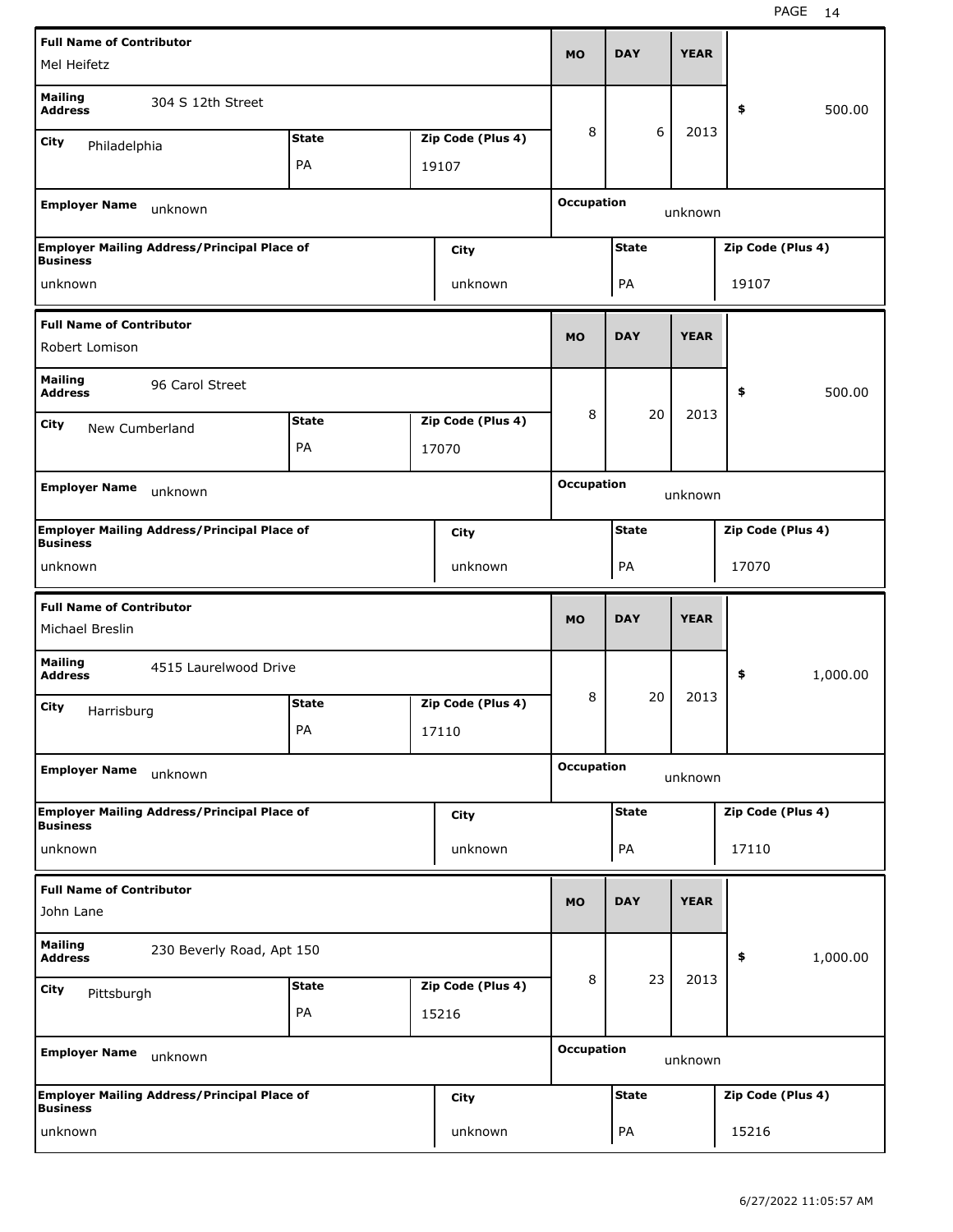| Full Name of Contributor | | | MO | DAY | YEAR | |
|---|---|---|---|---|---|---|
| Mel Heifetz | | | | | | |
| Mailing Address: 304 S 12th Street | | | 8 | 6 | 2013 | $ 500.00 |
| City: Philadelphia | State: PA | Zip Code (Plus 4): 19107 | | | | |
| Employer Name: unknown | | | Occupation: unknown | | | |
| Employer Mailing Address/Principal Place of Business: unknown | City: unknown | | State: PA | | Zip Code (Plus 4): 19107 | |

| Full Name of Contributor | | | MO | DAY | YEAR | |
|---|---|---|---|---|---|---|
| Robert Lomison | | | | | | |
| Mailing Address: 96 Carol Street | | | 8 | 20 | 2013 | $ 500.00 |
| City: New Cumberland | State: PA | Zip Code (Plus 4): 17070 | | | | |
| Employer Name: unknown | | | Occupation: unknown | | | |
| Employer Mailing Address/Principal Place of Business: unknown | City: unknown | | State: PA | | Zip Code (Plus 4): 17070 | |

| Full Name of Contributor | | | MO | DAY | YEAR | |
|---|---|---|---|---|---|---|
| Michael Breslin | | | | | | |
| Mailing Address: 4515 Laurelwood Drive | | | 8 | 20 | 2013 | $ 1,000.00 |
| City: Harrisburg | State: PA | Zip Code (Plus 4): 17110 | | | | |
| Employer Name: unknown | | | Occupation: unknown | | | |
| Employer Mailing Address/Principal Place of Business: unknown | City: unknown | | State: PA | | Zip Code (Plus 4): 17110 | |

| Full Name of Contributor | | | MO | DAY | YEAR | |
|---|---|---|---|---|---|---|
| John Lane | | | | | | |
| Mailing Address: 230 Beverly Road, Apt 150 | | | 8 | 23 | 2013 | $ 1,000.00 |
| City: Pittsburgh | State: PA | Zip Code (Plus 4): 15216 | | | | |
| Employer Name: unknown | | | Occupation: unknown | | | |
| Employer Mailing Address/Principal Place of Business: unknown | City: unknown | | State: PA | | Zip Code (Plus 4): 15216 | |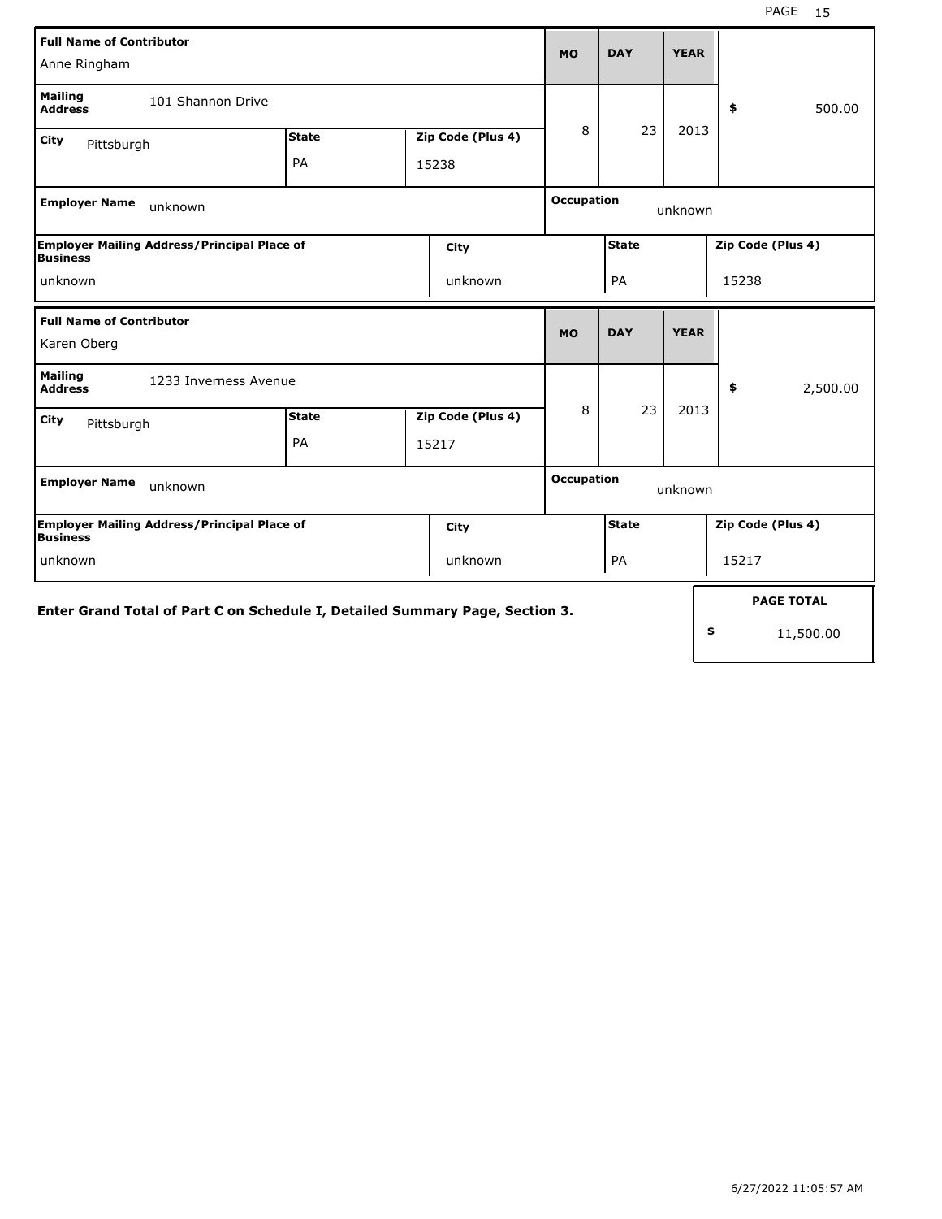| Full Name of Contributor | | | MO | DAY | YEAR | |
|---|---|---|---|---|---|---|
| Anne Ringham | | | 8 | 23 | 2013 | $ 500.00 |
| **Mailing Address** 101 Shannon Drive | | | | | | |
| **City** Pittsburgh | **State** PA | **Zip Code (Plus 4)** 15238 | | | | |
| **Employer Name** unknown | | | **Occupation** unknown | | | |
| **Employer Mailing Address/Principal Place of Business** unknown | | **City** unknown | **State** PA | | **Zip Code (Plus 4)** 15238 | |

| Full Name of Contributor | | | MO | DAY | YEAR | |
|---|---|---|---|---|---|---|
| Karen Oberg | | | 8 | 23 | 2013 | $ 2,500.00 |
| **Mailing Address** 1233 Inverness Avenue | | | | | | |
| **City** Pittsburgh | **State** PA | **Zip Code (Plus 4)** 15217 | | | | |
| **Employer Name** unknown | | | **Occupation** unknown | | | |
| **Employer Mailing Address/Principal Place of Business** unknown | | **City** unknown | **State** PA | | **Zip Code (Plus 4)** 15217 | |

**Enter Grand Total of Part C on Schedule I, Detailed Summary Page, Section 3.**

| PAGE TOTAL |
|---|
| $ 11,500.00 |

6/27/2022 11:05:57 AM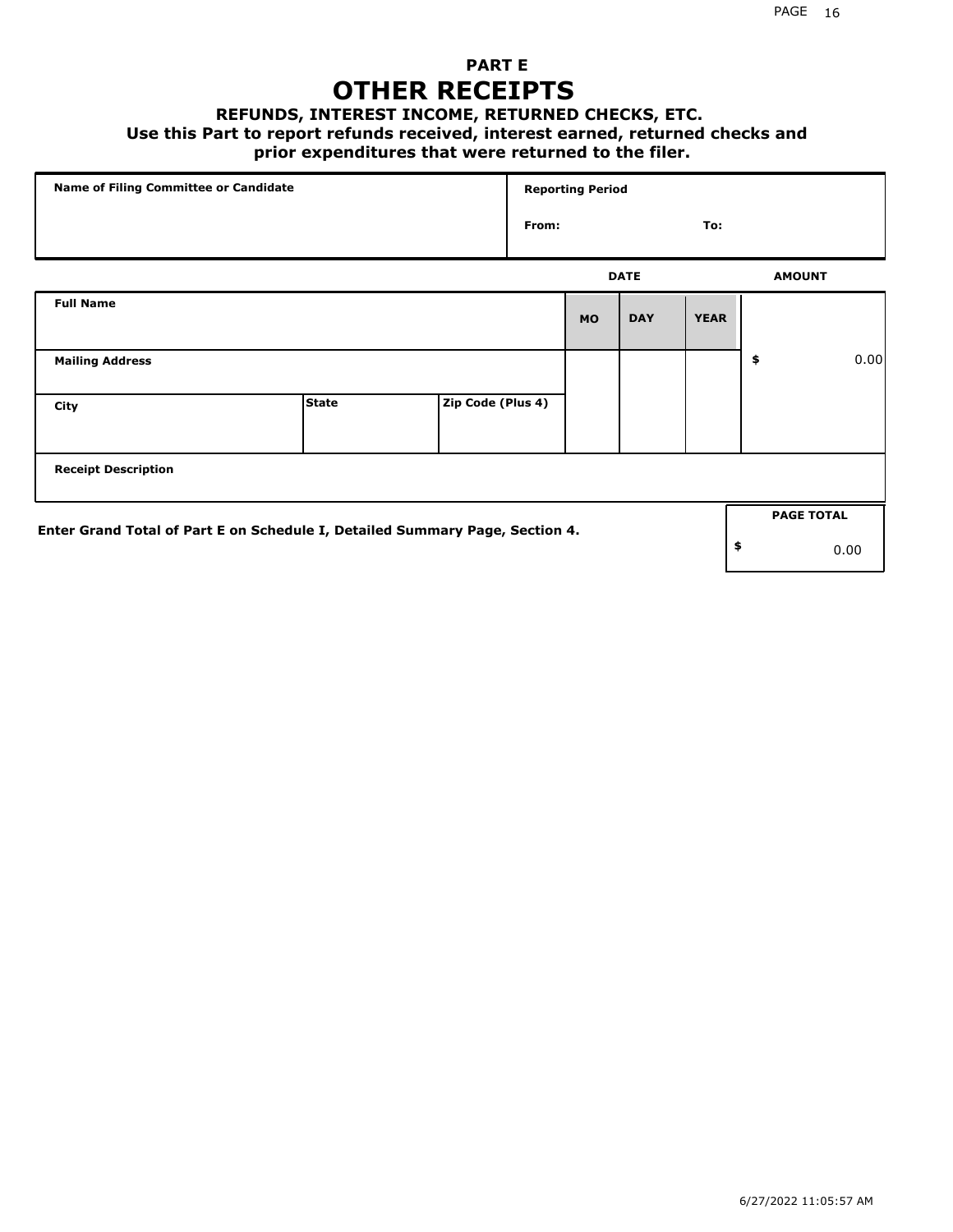# PART E

# OTHER RECEIPTS

### REFUNDS, INTEREST INCOME, RETURNED CHECKS, ETC.

**Use this Part to report refunds received, interest earned, returned checks and prior expenditures that were returned to the filer.**

| Name of Filing Committee or Candidate | Reporting Period | |
|---|---|---|
| | From: | To: |

| | | | DATE | | | AMOUNT |
|---|---|---|---|---|---|---|
| **Full Name** | | | **MO** | **DAY** | **YEAR** | |
| **Mailing Address** | | | | | | $ 0.00 |
| **City** | **State** | **Zip Code (Plus 4)** | | | | |
| **Receipt Description** | | | | | | |

**Enter Grand Total of Part E on Schedule I, Detailed Summary Page, Section 4.**

| PAGE TOTAL |
|---|
| $ 0.00 |

6/27/2022 11:05:57 AM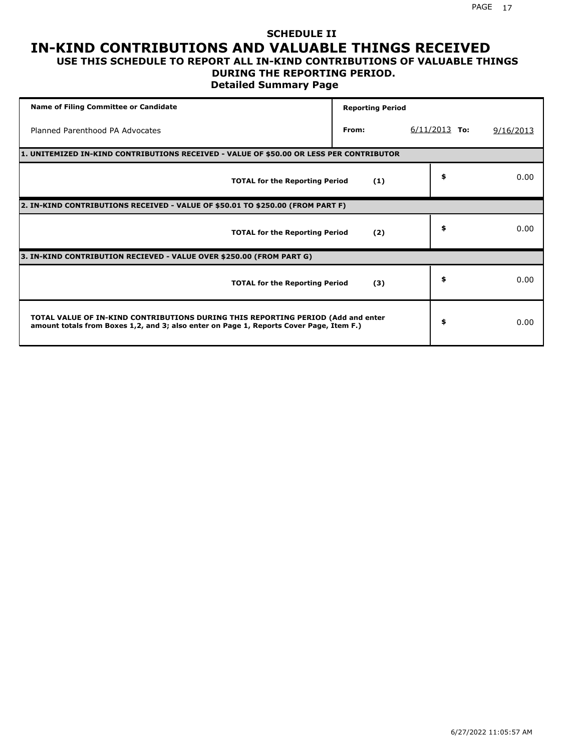# SCHEDULE II

# IN-KIND CONTRIBUTIONS AND VALUABLE THINGS RECEIVED

## USE THIS SCHEDULE TO REPORT ALL IN-KIND CONTRIBUTIONS OF VALUABLE THINGS DURING THE REPORTING PERIOD.

### Detailed Summary Page

| Name of Filing Committee or Candidate | Reporting Period | | | |
|---|---|---|---|---|
| Planned Parenthood PA Advocates | From: | 6/11/2013 | To: | 9/16/2013 |

**1. UNITEMIZED IN-KIND CONTRIBUTIONS RECEIVED - VALUE OF $50.00 OR LESS PER CONTRIBUTOR**

| | | |
|---|---|---|
| **TOTAL for the Reporting Period** | **(1)** | $ 0.00 |

**2. IN-KIND CONTRIBUTIONS RECEIVED - VALUE OF $50.01 TO $250.00 (FROM PART F)**

| | | |
|---|---|---|
| **TOTAL for the Reporting Period** | **(2)** | $ 0.00 |

**3. IN-KIND CONTRIBUTION RECIEVED - VALUE OVER $250.00 (FROM PART G)**

| | | |
|---|---|---|
| **TOTAL for the Reporting Period** | **(3)** | $ 0.00 |

| | |
|---|---|
| **TOTAL VALUE OF IN-KIND CONTRIBUTIONS DURING THIS REPORTING PERIOD (Add and enter amount totals from Boxes 1,2, and 3; also enter on Page 1, Reports Cover Page, Item F.)** | $ 0.00 |

6/27/2022 11:05:57 AM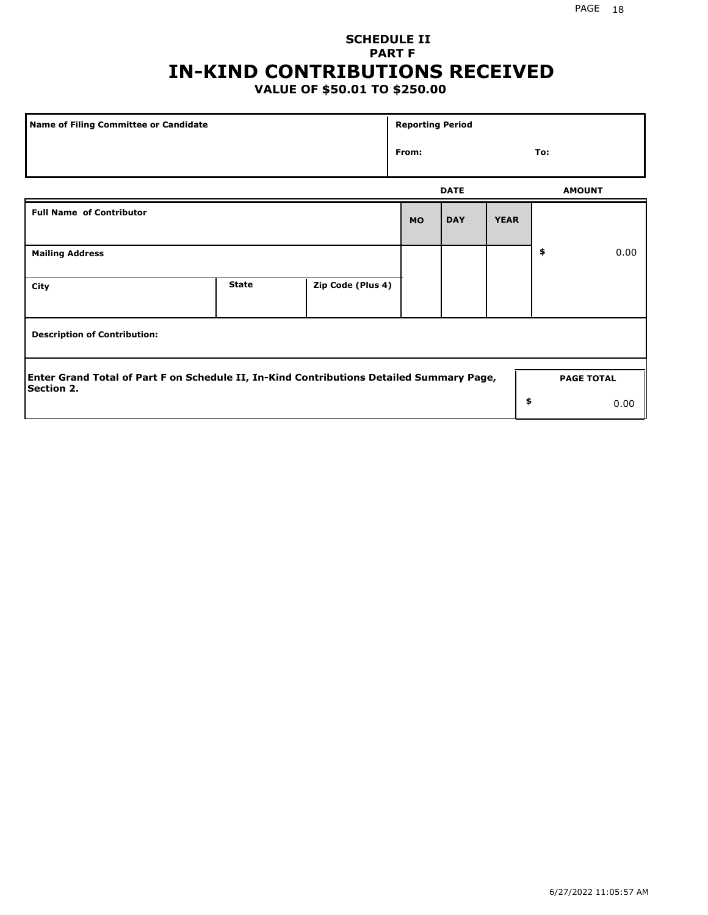**SCHEDULE II**
**PART F**

# IN-KIND CONTRIBUTIONS RECEIVED

**VALUE OF $50.01 TO $250.00**

| Name of Filing Committee or Candidate | Reporting Period |
|---|---|
| | From: To: |

| Full Name of Contributor | | | DATE MO | DAY | YEAR | AMOUNT |
|---|---|---|---|---|---|---|
| Mailing Address | | | | | | $ 0.00 |
| City | State | Zip Code (Plus 4) | | | | |
| Description of Contribution: | | | | | | |

| Enter Grand Total of Part F on Schedule II, In-Kind Contributions Detailed Summary Page, Section 2. | PAGE TOTAL |
|---|---|
| | $ 0.00 |

6/27/2022 11:05:57 AM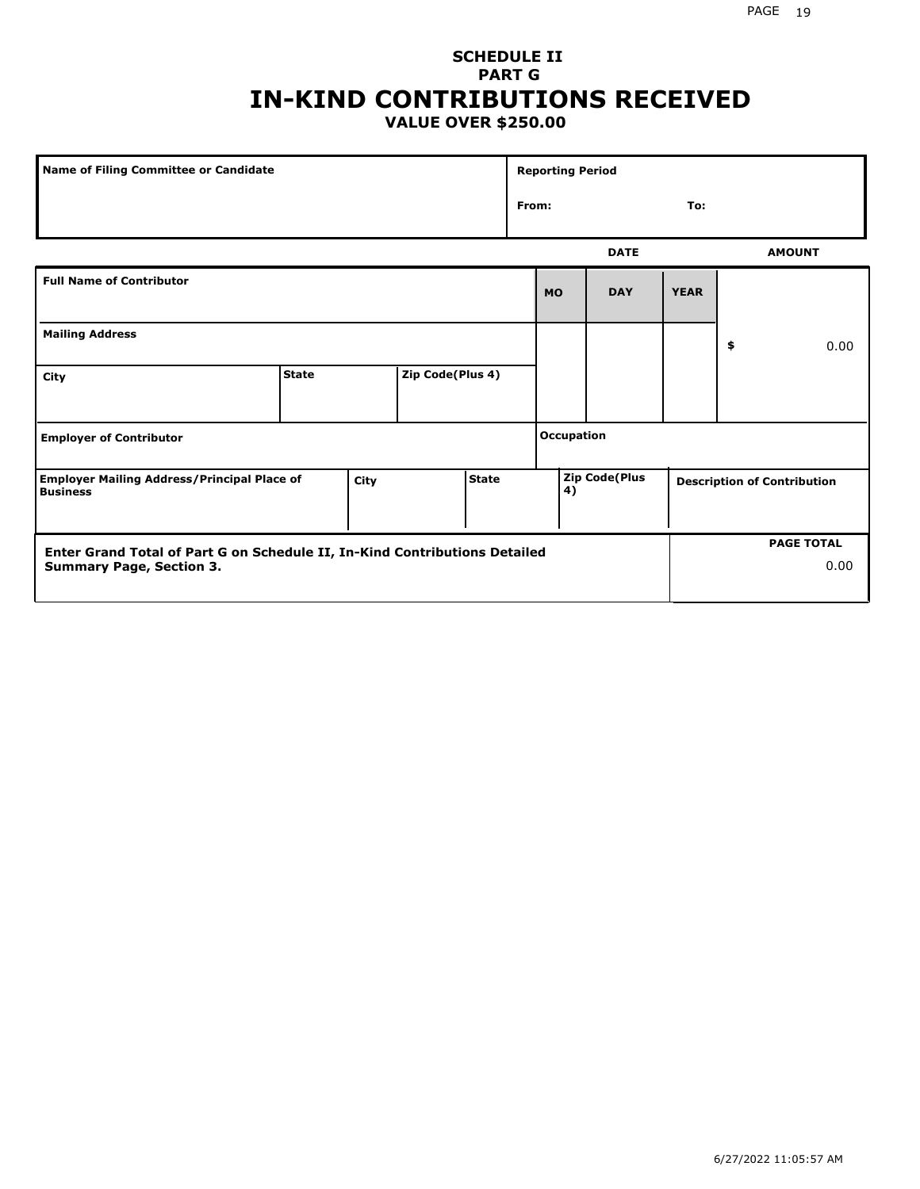# SCHEDULE II
## PART G
# IN-KIND CONTRIBUTIONS RECEIVED
### VALUE OVER $250.00

| Name of Filing Committee or Candidate | Reporting Period |
|---|---|
| | From: To: |

| Full Name of Contributor | | | DATE MO | DAY | YEAR | AMOUNT |
|---|---|---|---|---|---|---|
| Mailing Address | | | | | | $ 0.00 |
| City | State | Zip Code(Plus 4) | | | | |

| Employer of Contributor | | | Occupation | |
|---|---|---|---|---|
| Employer Mailing Address/Principal Place of Business | City | State | Zip Code(Plus 4) | Description of Contribution |
| | | | | |

| Enter Grand Total of Part G on Schedule II, In-Kind Contributions Detailed Summary Page, Section 3. | PAGE TOTAL |
|---|---|
| | 0.00 |

6/27/2022 11:05:57 AM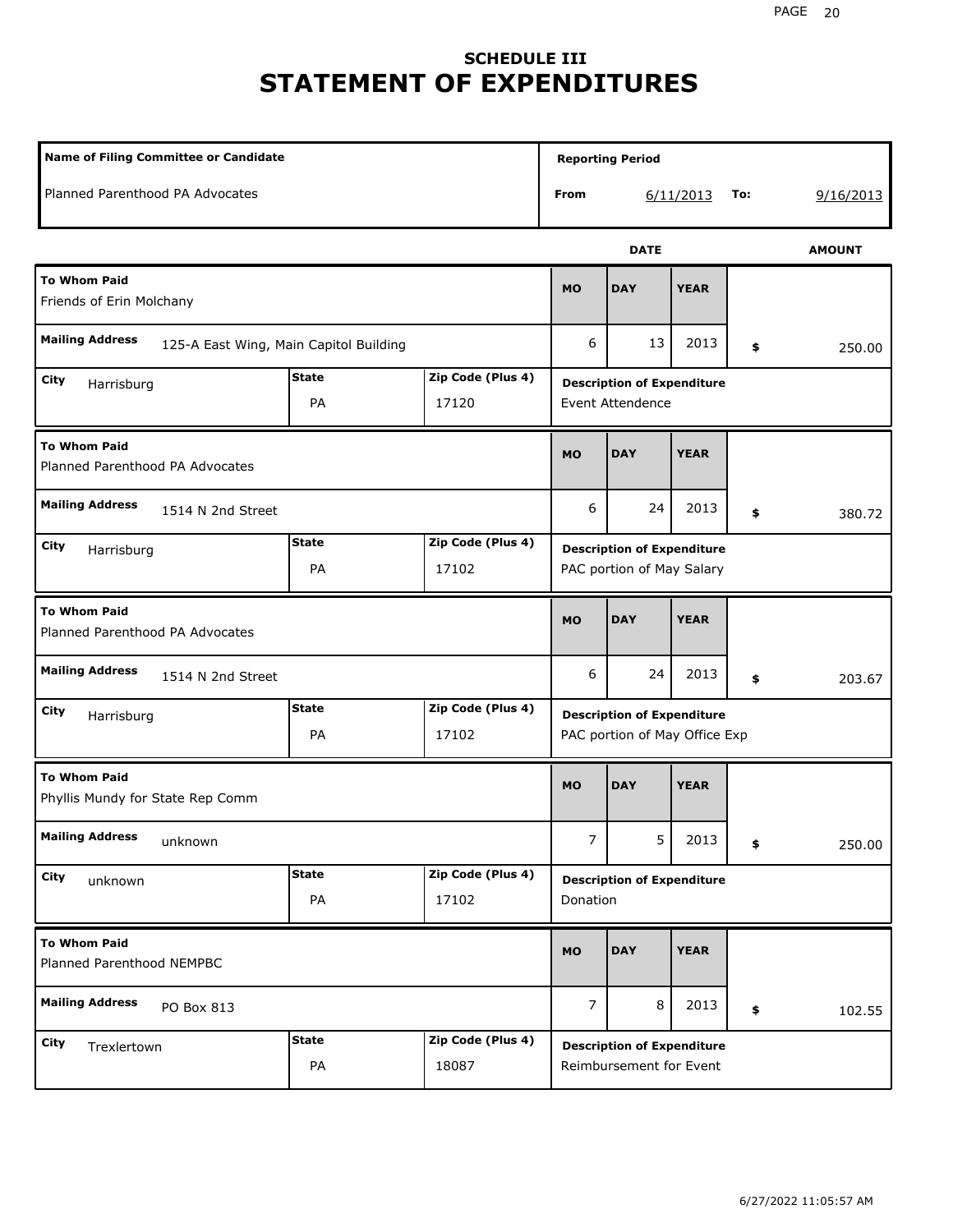## SCHEDULE III
# STATEMENT OF EXPENDITURES

| Name of Filing Committee or Candidate | Reporting Period |
|---|---|
| Planned Parenthood PA Advocates | From 6/11/2013 To: 9/16/2013 |

| To Whom Paid | Mailing Address | City | State | Zip Code (Plus 4) | MO | DAY | YEAR | AMOUNT | Description of Expenditure |
|---|---|---|---|---|---|---|---|---|---|
| Friends of Erin Molchany | 125-A East Wing, Main Capitol Building | Harrisburg | PA | 17120 | 6 | 13 | 2013 | $ 250.00 | Event Attendence |
| Planned Parenthood PA Advocates | 1514 N 2nd Street | Harrisburg | PA | 17102 | 6 | 24 | 2013 | $ 380.72 | PAC portion of May Salary |
| Planned Parenthood PA Advocates | 1514 N 2nd Street | Harrisburg | PA | 17102 | 6 | 24 | 2013 | $ 203.67 | PAC portion of May Office Exp |
| Phyllis Mundy for State Rep Comm | unknown | unknown | PA | 17102 | 7 | 5 | 2013 | $ 250.00 | Donation |
| Planned Parenthood NEMPBC | PO Box 813 | Trexlertown | PA | 18087 | 7 | 8 | 2013 | $ 102.55 | Reimbursement for Event |

6/27/2022 11:05:57 AM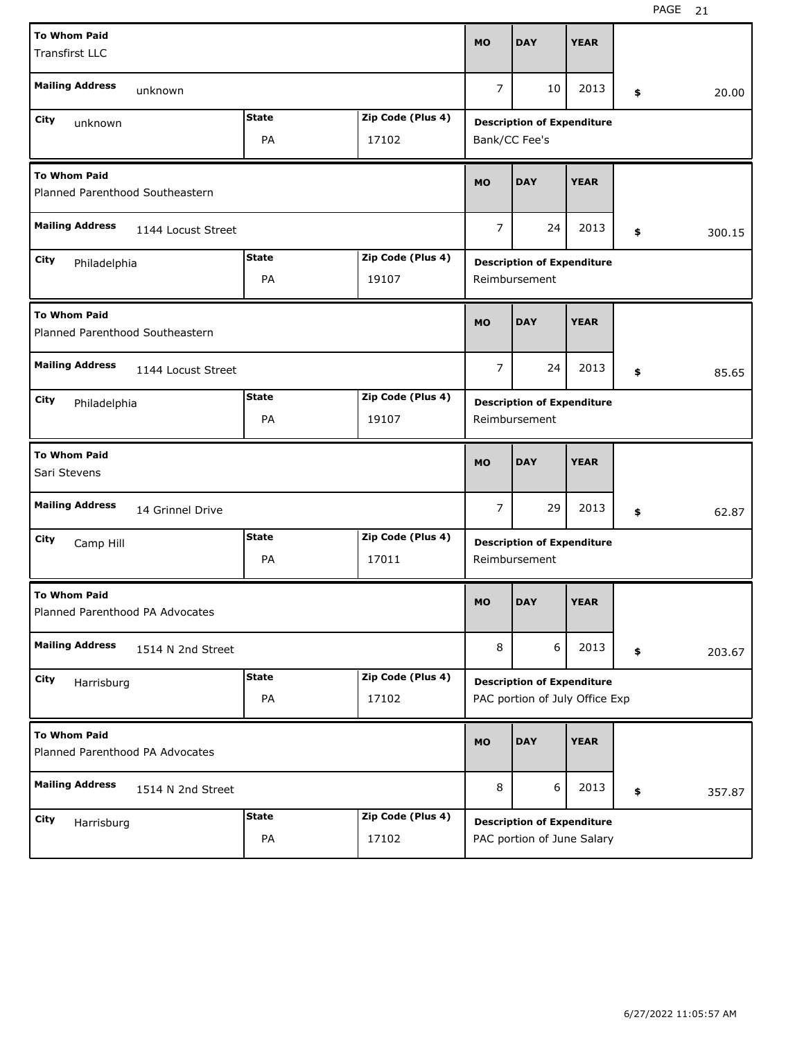| To Whom Paid | Mailing Address | City | State | Zip Code (Plus 4) | MO | DAY | YEAR | $ | Description of Expenditure |
|---|---|---|---|---|---|---|---|---|---|
| Transfirst LLC | unknown | unknown | PA | 17102 | 7 | 10 | 2013 | 20.00 | Bank/CC Fee's |
| Planned Parenthood Southeastern | 1144 Locust Street | Philadelphia | PA | 19107 | 7 | 24 | 2013 | 300.15 | Reimbursement |
| Planned Parenthood Southeastern | 1144 Locust Street | Philadelphia | PA | 19107 | 7 | 24 | 2013 | 85.65 | Reimbursement |
| Sari Stevens | 14 Grinnel Drive | Camp Hill | PA | 17011 | 7 | 29 | 2013 | 62.87 | Reimbursement |
| Planned Parenthood PA Advocates | 1514 N 2nd Street | Harrisburg | PA | 17102 | 8 | 6 | 2013 | 203.67 | PAC portion of July Office Exp |
| Planned Parenthood PA Advocates | 1514 N 2nd Street | Harrisburg | PA | 17102 | 8 | 6 | 2013 | 357.87 | PAC portion of June Salary |

6/27/2022 11:05:57 AM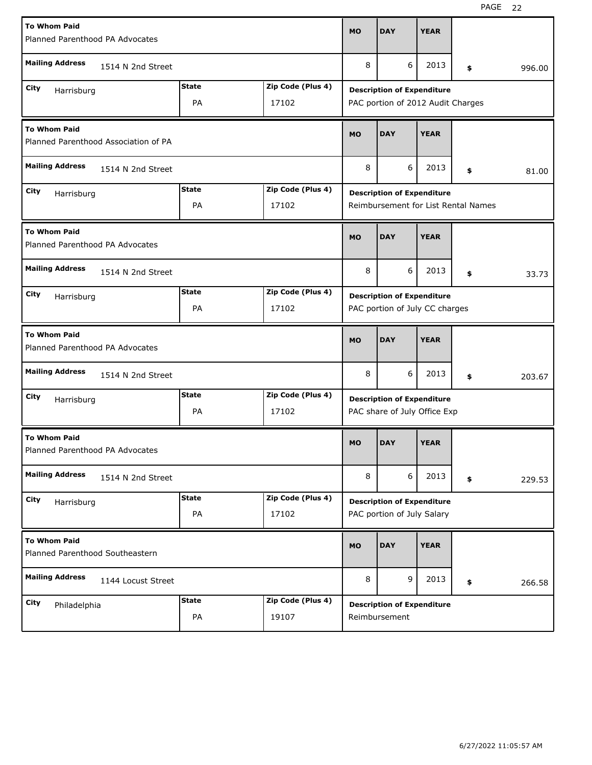| To Whom Paid | Mailing Address | City | State | Zip Code (Plus 4) | MO | DAY | YEAR | Amount | Description of Expenditure |
|---|---|---|---|---|---|---|---|---|---|
| Planned Parenthood PA Advocates | 1514 N 2nd Street | Harrisburg | PA | 17102 | 8 | 6 | 2013 | $ 996.00 | PAC portion of 2012 Audit Charges |
| Planned Parenthood Association of PA | 1514 N 2nd Street | Harrisburg | PA | 17102 | 8 | 6 | 2013 | $ 81.00 | Reimbursement for List Rental Names |
| Planned Parenthood PA Advocates | 1514 N 2nd Street | Harrisburg | PA | 17102 | 8 | 6 | 2013 | $ 33.73 | PAC portion of July CC charges |
| Planned Parenthood PA Advocates | 1514 N 2nd Street | Harrisburg | PA | 17102 | 8 | 6 | 2013 | $ 203.67 | PAC share of July Office Exp |
| Planned Parenthood PA Advocates | 1514 N 2nd Street | Harrisburg | PA | 17102 | 8 | 6 | 2013 | $ 229.53 | PAC portion of July Salary |
| Planned Parenthood Southeastern | 1144 Locust Street | Philadelphia | PA | 19107 | 8 | 9 | 2013 | $ 266.58 | Reimbursement |

6/27/2022 11:05:57 AM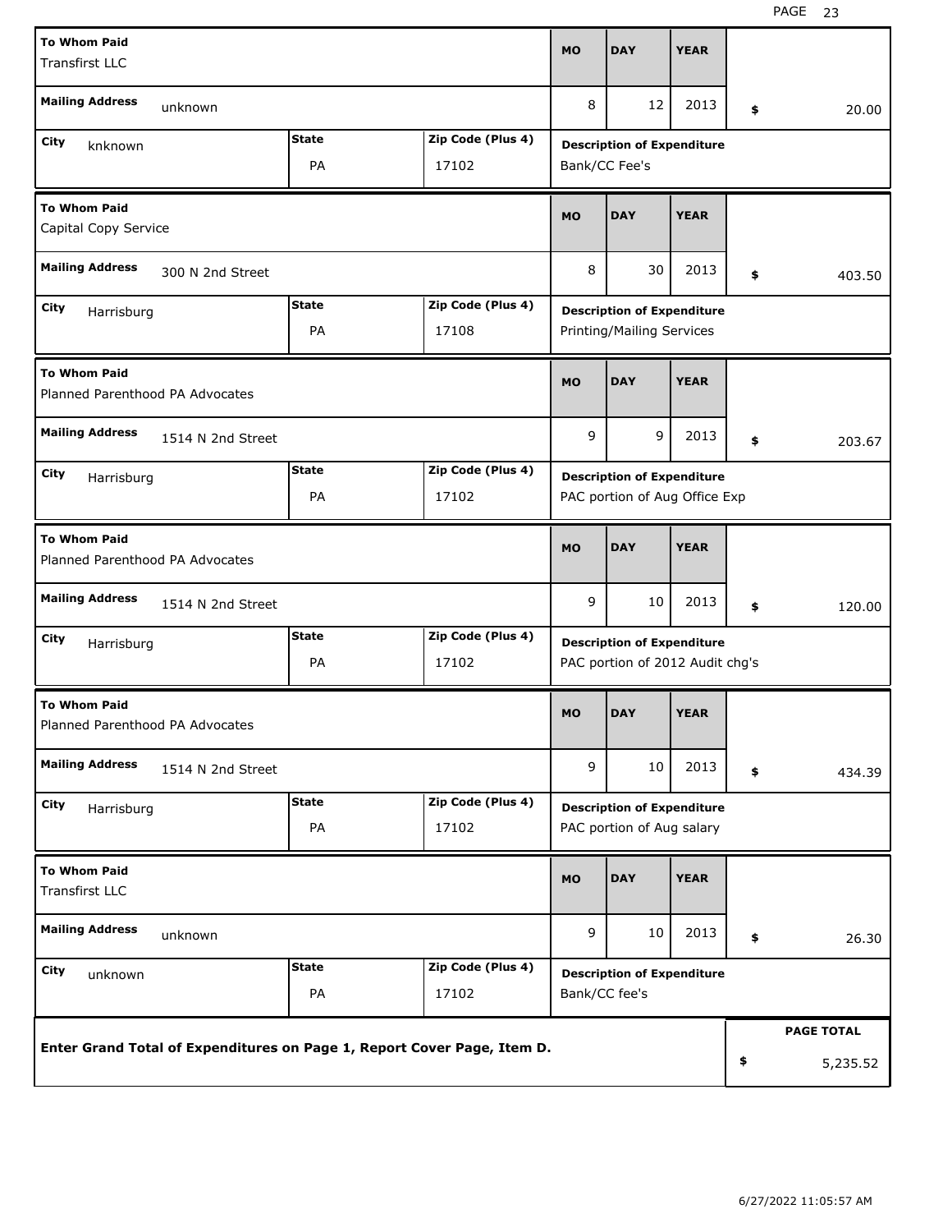| To Whom Paid | Mailing Address | City | State | Zip Code (Plus 4) | MO | DAY | YEAR | Description of Expenditure | $ |
|---|---|---|---|---|---|---|---|---|---|
| Transfirst LLC | unknown | knknown | PA | 17102 | 8 | 12 | 2013 | Bank/CC Fee's | 20.00 |
| Capital Copy Service | 300 N 2nd Street | Harrisburg | PA | 17108 | 8 | 30 | 2013 | Printing/Mailing Services | 403.50 |
| Planned Parenthood PA Advocates | 1514 N 2nd Street | Harrisburg | PA | 17102 | 9 | 9 | 2013 | PAC portion of Aug Office Exp | 203.67 |
| Planned Parenthood PA Advocates | 1514 N 2nd Street | Harrisburg | PA | 17102 | 9 | 10 | 2013 | PAC portion of 2012 Audit chg's | 120.00 |
| Planned Parenthood PA Advocates | 1514 N 2nd Street | Harrisburg | PA | 17102 | 9 | 10 | 2013 | PAC portion of Aug salary | 434.39 |
| Transfirst LLC | unknown | unknown | PA | 17102 | 9 | 10 | 2013 | Bank/CC fee's | 26.30 |

Enter Grand Total of Expenditures on Page 1, Report Cover Page, Item D.

**PAGE TOTAL** $ 5,235.52

6/27/2022 11:05:57 AM